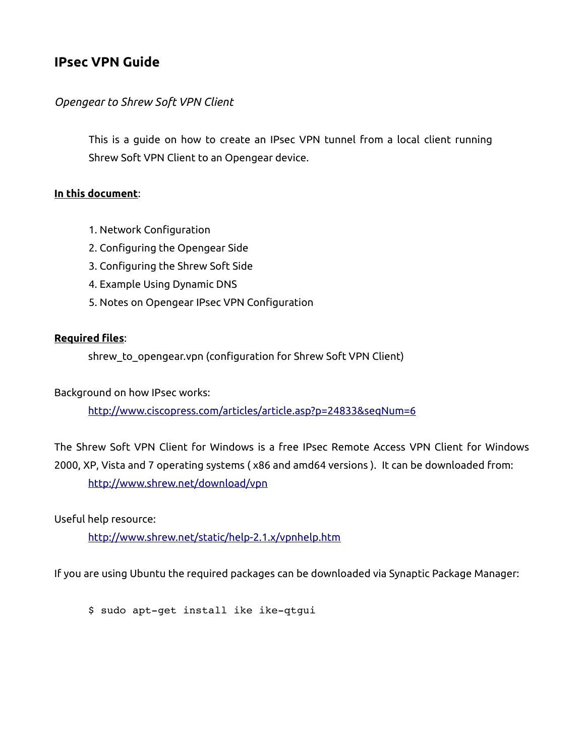# IPsec VPN Guide

*Opengear to Shrew Soft VPN Client*

This is a guide on how to create an IPsec VPN tunnel from a local client running Shrew Soft VPN Client to an Opengear device.

**In this document**:

1. Network Configuration
2. Configuring the Opengear Side
3. Configuring the Shrew Soft Side
4. Example Using Dynamic DNS
5. Notes on Opengear IPsec VPN Configuration

**Required files**:

shrew_to_opengear.vpn (configuration for Shrew Soft VPN Client)

Background on how IPsec works:

http://www.ciscopress.com/articles/article.asp?p=24833&seqNum=6

The Shrew Soft VPN Client for Windows is a free IPsec Remote Access VPN Client for Windows 2000, XP, Vista and 7 operating systems ( x86 and amd64 versions ). It can be downloaded from:

http://www.shrew.net/download/vpn

Useful help resource:

http://www.shrew.net/static/help-2.1.x/vpnhelp.htm

If you are using Ubuntu the required packages can be downloaded via Synaptic Package Manager:

```
$ sudo apt-get install ike ike-qtgui
```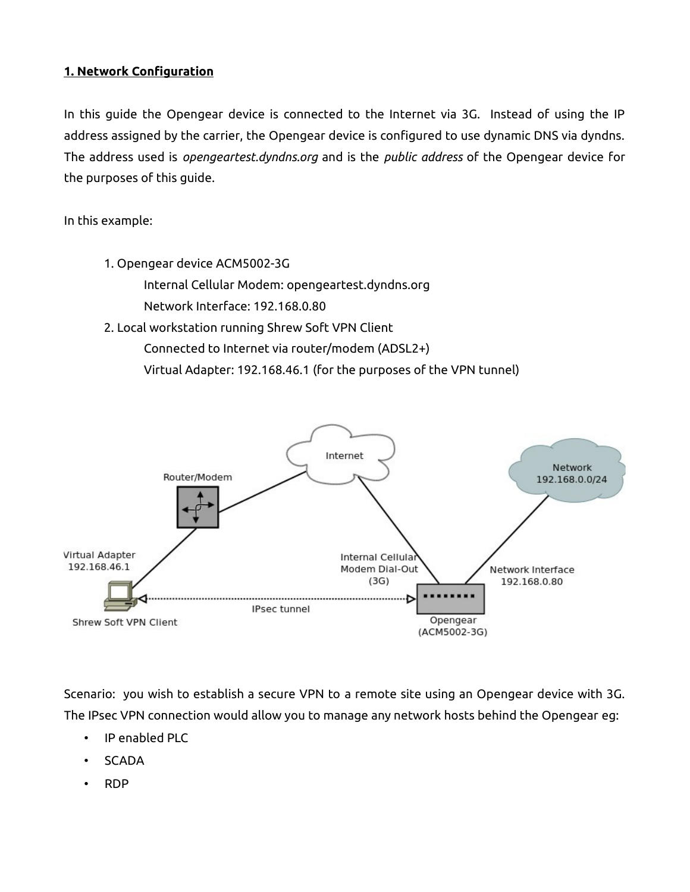**1. Network Configuration**

In this guide the Opengear device is connected to the Internet via 3G. Instead of using the IP address assigned by the carrier, the Opengear device is configured to use dynamic DNS via dyndns. The address used is *opengeartest.dyndns.org* and is the *public address* of the Opengear device for the purposes of this guide.

In this example:

1. Opengear device ACM5002-3G
   Internal Cellular Modem: opengeartest.dyndns.org
   Network Interface: 192.168.0.80
2. Local workstation running Shrew Soft VPN Client
   Connected to Internet via router/modem (ADSL2+)
   Virtual Adapter: 192.168.46.1 (for the purposes of the VPN tunnel)

Scenario: you wish to establish a secure VPN to a remote site using an Opengear device with 3G. The IPsec VPN connection would allow you to manage any network hosts behind the Opengear eg:

- IP enabled PLC
- SCADA
- RDP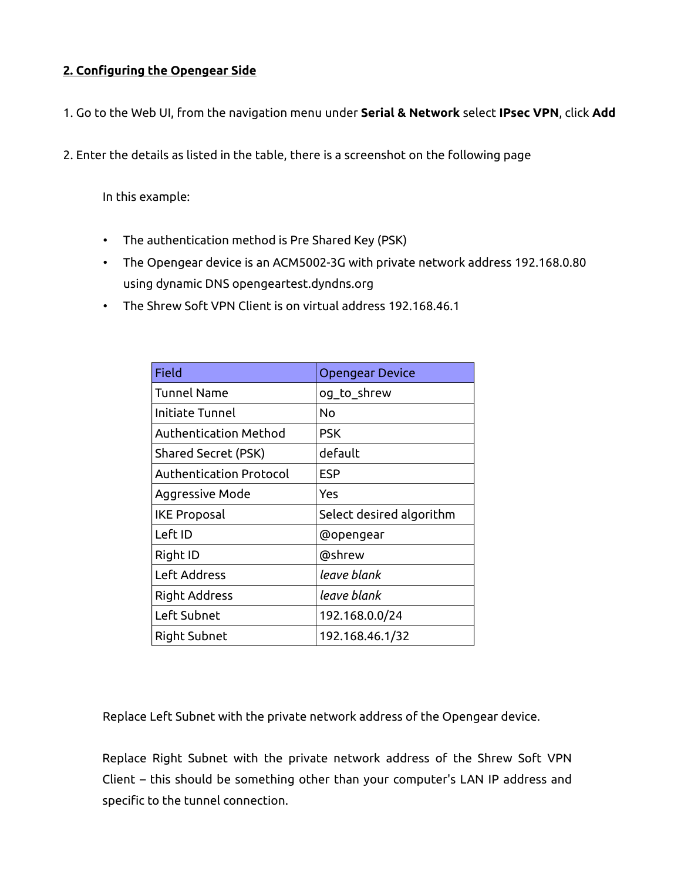## **2. Configuring the Opengear Side**

1. Go to the Web UI, from the navigation menu under **Serial & Network** select **IPsec VPN**, click **Add**

2. Enter the details as listed in the table, there is a screenshot on the following page

In this example:

- The authentication method is Pre Shared Key (PSK)
- The Opengear device is an ACM5002-3G with private network address 192.168.0.80 using dynamic DNS opengeartest.dyndns.org
- The Shrew Soft VPN Client is on virtual address 192.168.46.1

| Field | Opengear Device |
|---|---|
| Tunnel Name | og_to_shrew |
| Initiate Tunnel | No |
| Authentication Method | PSK |
| Shared Secret (PSK) | default |
| Authentication Protocol | ESP |
| Aggressive Mode | Yes |
| IKE Proposal | Select desired algorithm |
| Left ID | @opengear |
| Right ID | @shrew |
| Left Address | *leave blank* |
| Right Address | *leave blank* |
| Left Subnet | 192.168.0.0/24 |
| Right Subnet | 192.168.46.1/32 |

Replace Left Subnet with the private network address of the Opengear device.

Replace Right Subnet with the private network address of the Shrew Soft VPN Client – this should be something other than your computer's LAN IP address and specific to the tunnel connection.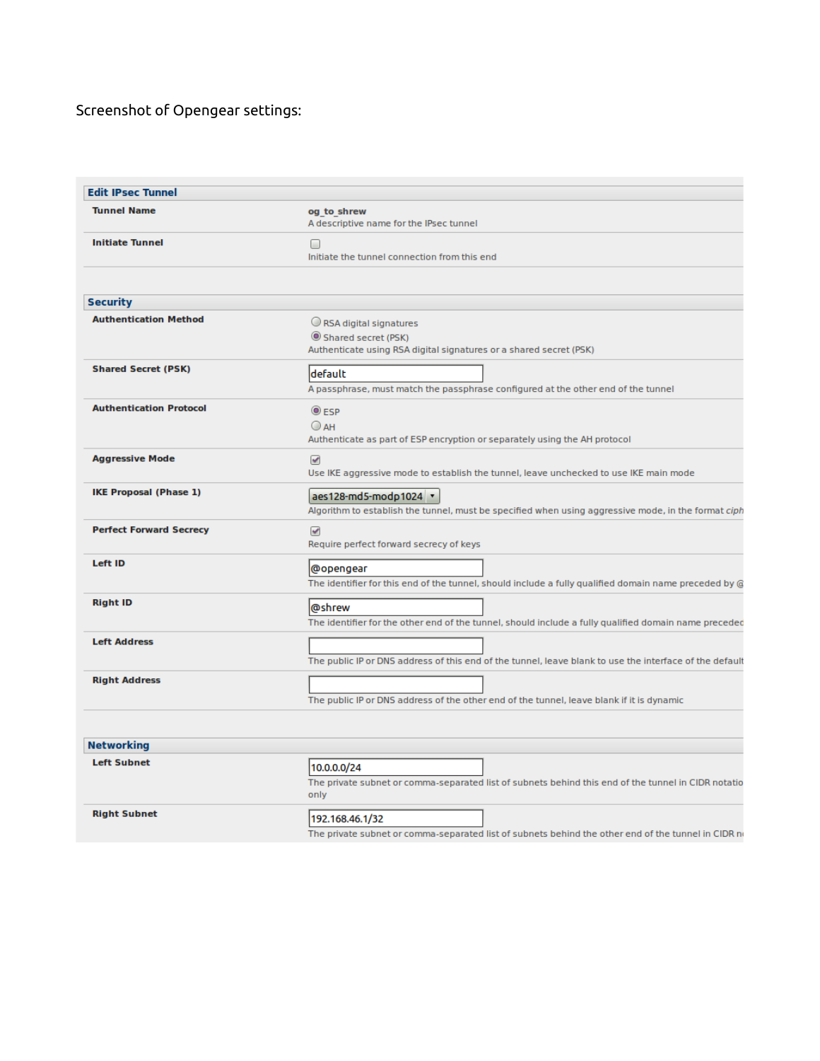Screenshot of Opengear settings:

## Edit IPsec Tunnel

| Setting | Value |
| --- | --- |
| **Tunnel Name** | **og_to_shrew**<br>A descriptive name for the IPsec tunnel |
| **Initiate Tunnel** | ☐<br>Initiate the tunnel connection from this end |

## Security

| Setting | Value |
| --- | --- |
| **Authentication Method** | ○ RSA digital signatures<br>◉ Shared secret (PSK)<br>Authenticate using RSA digital signatures or a shared secret (PSK) |
| **Shared Secret (PSK)** | default<br>A passphrase, must match the passphrase configured at the other end of the tunnel |
| **Authentication Protocol** | ◉ ESP<br>○ AH<br>Authenticate as part of ESP encryption or separately using the AH protocol |
| **Aggressive Mode** | ☑<br>Use IKE aggressive mode to establish the tunnel, leave unchecked to use IKE main mode |
| **IKE Proposal (Phase 1)** | aes128-md5-modp1024<br>Algorithm to establish the tunnel, must be specified when using aggressive mode, in the format *ciph* |
| **Perfect Forward Secrecy** | ☑<br>Require perfect forward secrecy of keys |
| **Left ID** | @opengear<br>The identifier for this end of the tunnel, should include a fully qualified domain name preceded by @ |
| **Right ID** | @shrew<br>The identifier for the other end of the tunnel, should include a fully qualified domain name precede |
| **Left Address** | <br>The public IP or DNS address of this end of the tunnel, leave blank to use the interface of the default |
| **Right Address** | <br>The public IP or DNS address of the other end of the tunnel, leave blank if it is dynamic |

## Networking

| Setting | Value |
| --- | --- |
| **Left Subnet** | 10.0.0.0/24<br>The private subnet or comma-separated list of subnets behind this end of the tunnel in CIDR notatio only |
| **Right Subnet** | 192.168.46.1/32<br>The private subnet or comma-separated list of subnets behind the other end of the tunnel in CIDR n |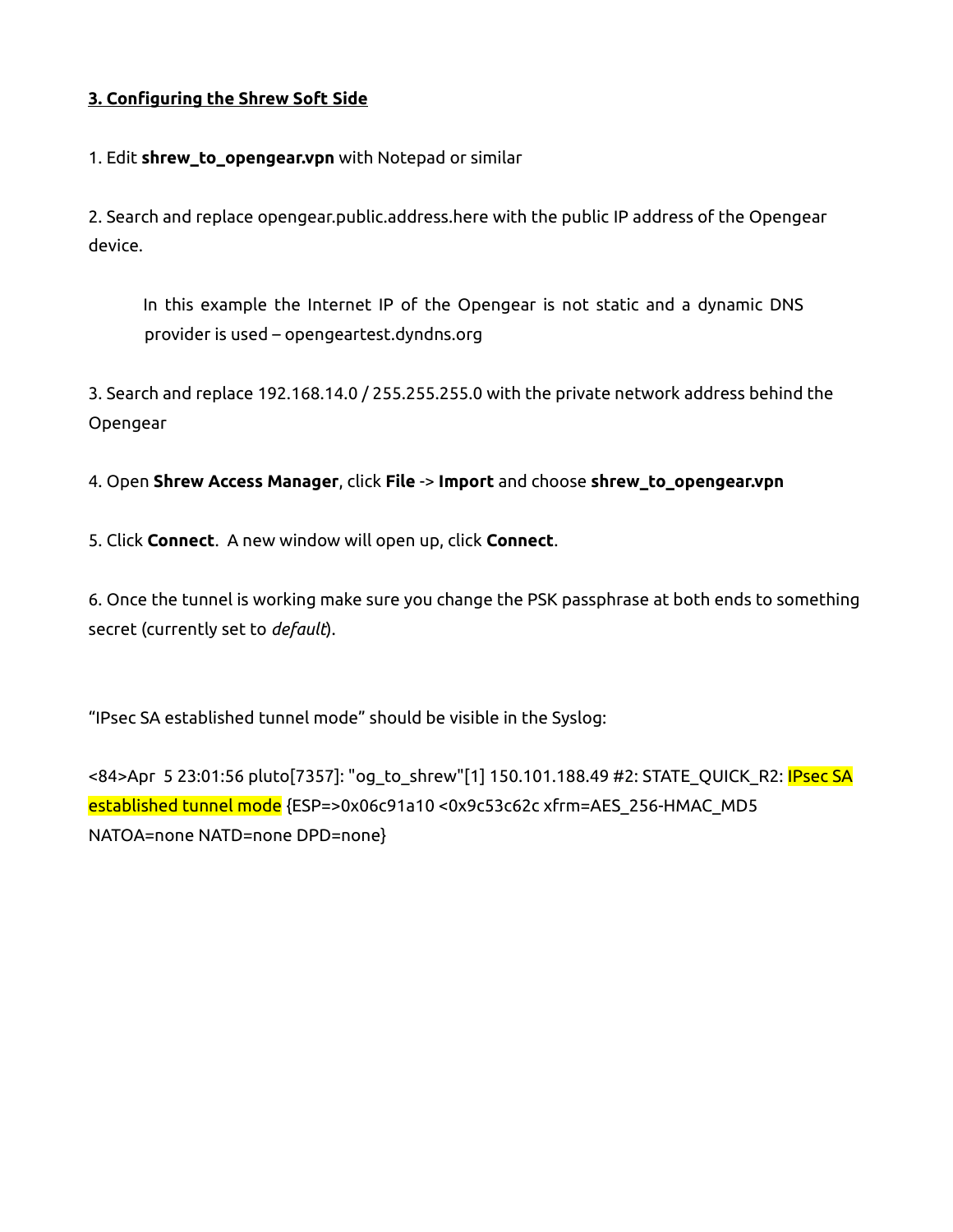## 3. Configuring the Shrew Soft Side

1. Edit **shrew_to_opengear.vpn** with Notepad or similar

2. Search and replace opengear.public.address.here with the public IP address of the Opengear device.

    In this example the Internet IP of the Opengear is not static and a dynamic DNS provider is used – opengeartest.dyndns.org

3. Search and replace 192.168.14.0 / 255.255.255.0 with the private network address behind the Opengear

4. Open **Shrew Access Manager**, click **File** -> **Import** and choose **shrew_to_opengear.vpn**

5. Click **Connect**. A new window will open up, click **Connect**.

6. Once the tunnel is working make sure you change the PSK passphrase at both ends to something secret (currently set to *default*).

"IPsec SA established tunnel mode" should be visible in the Syslog:

<84>Apr 5 23:01:56 pluto[7357]: "og_to_shrew"[1] 150.101.188.49 #2: STATE_QUICK_R2: IPsec SA established tunnel mode {ESP=>0x06c91a10 <0x9c53c62c xfrm=AES_256-HMAC_MD5 NATOA=none NATD=none DPD=none}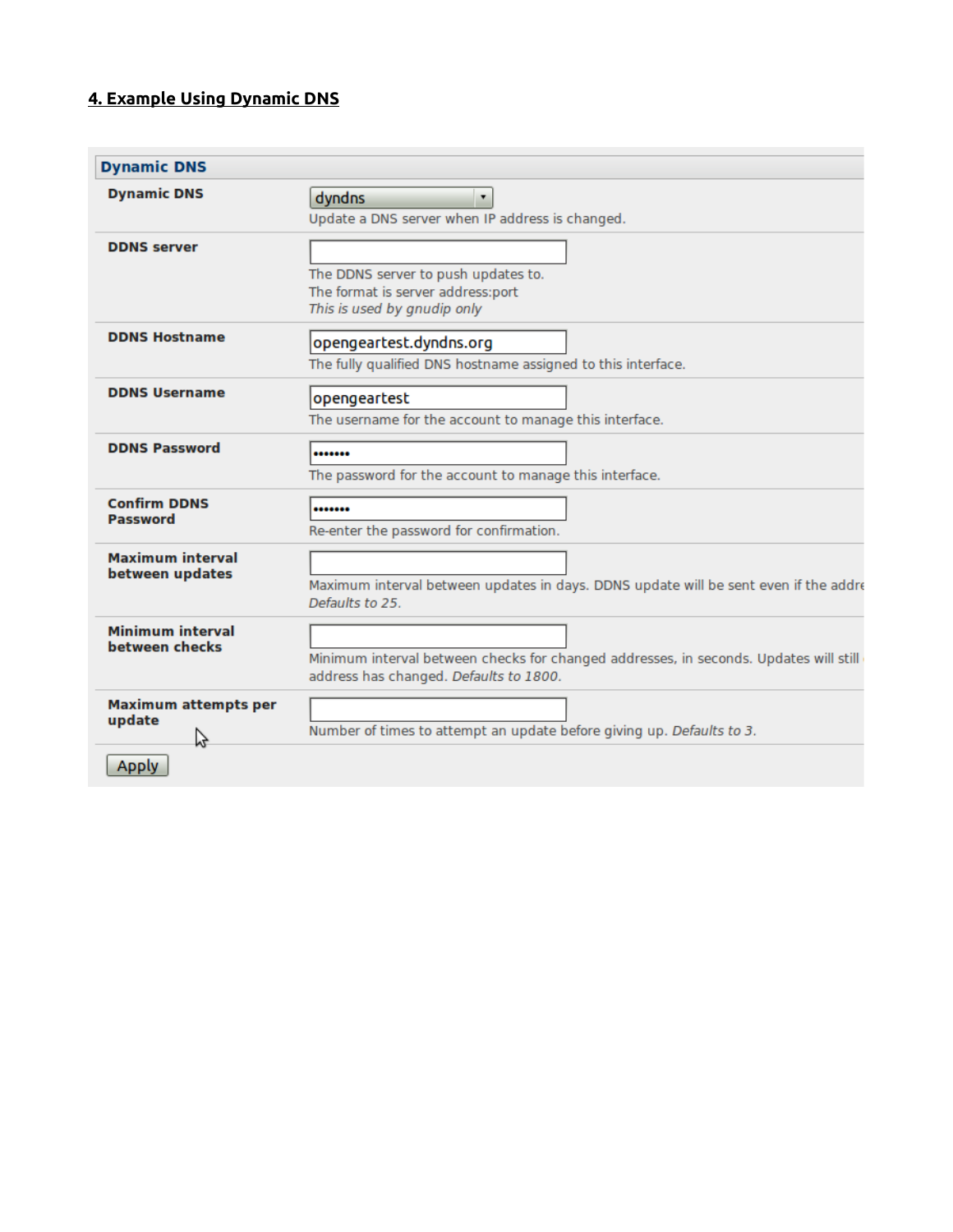## 4. Example Using Dynamic DNS

**Dynamic DNS**

| Field | Value | Description |
|---|---|---|
| **Dynamic DNS** | dyndns | Update a DNS server when IP address is changed. |
| **DDNS server** | | The DDNS server to push updates to. The format is server address:port *This is used by gnudip only* |
| **DDNS Hostname** | opengeartest.dyndns.org | The fully qualified DNS hostname assigned to this interface. |
| **DDNS Username** | opengeartest | The username for the account to manage this interface. |
| **DDNS Password** | ••••••• | The password for the account to manage this interface. |
| **Confirm DDNS Password** | ••••••• | Re-enter the password for confirmation. |
| **Maximum interval between updates** | | Maximum interval between updates in days. DDNS update will be sent even if the addre *Defaults to 25.* |
| **Minimum interval between checks** | | Minimum interval between checks for changed addresses, in seconds. Updates will still address has changed. *Defaults to 1800.* |
| **Maximum attempts per update** | | Number of times to attempt an update before giving up. *Defaults to 3.* |

Apply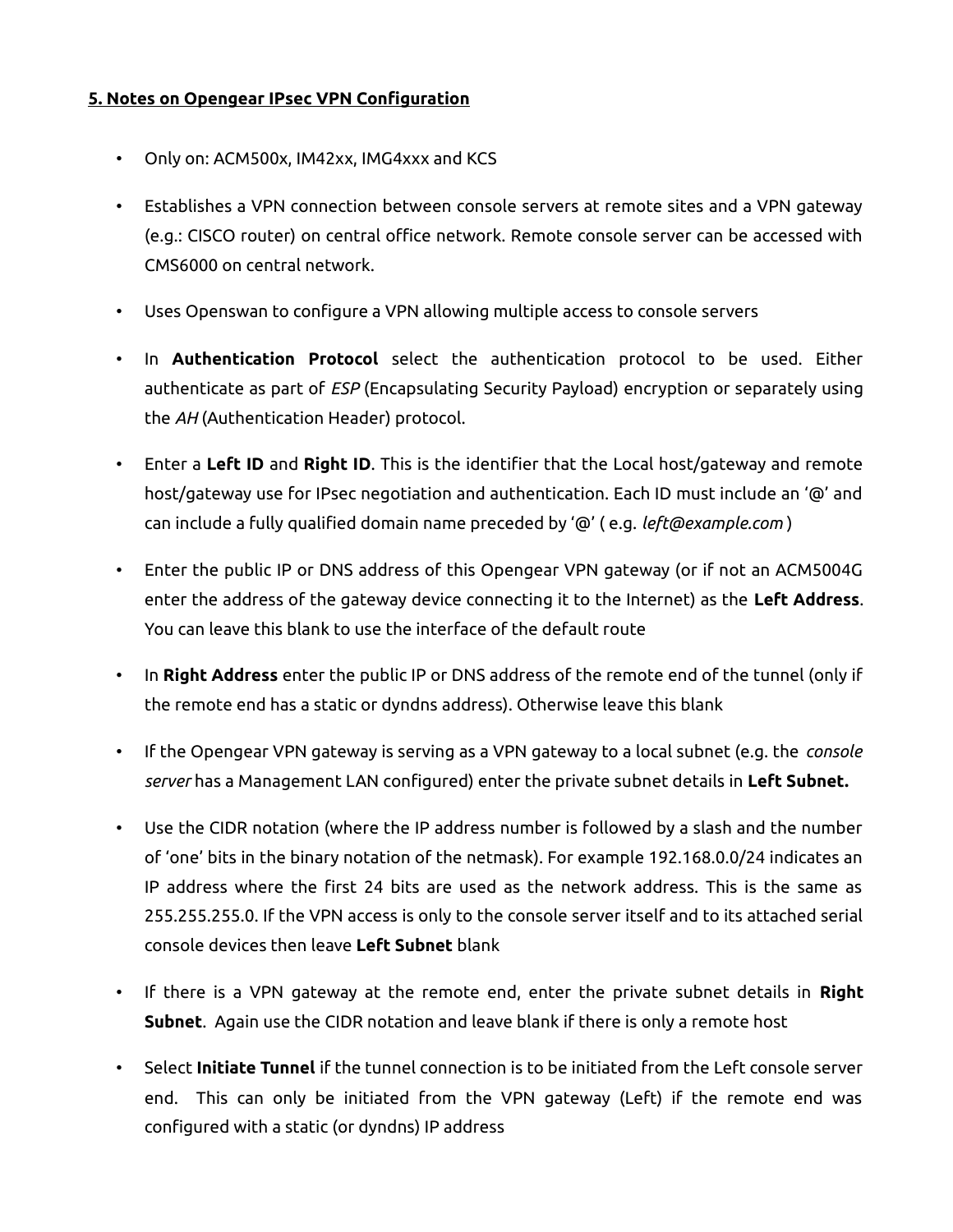**5. Notes on Opengear IPsec VPN Configuration**

- Only on: ACM500x, IM42xx, IMG4xxx and KCS
- Establishes a VPN connection between console servers at remote sites and a VPN gateway (e.g.: CISCO router) on central office network. Remote console server can be accessed with CMS6000 on central network.
- Uses Openswan to configure a VPN allowing multiple access to console servers
- In **Authentication Protocol** select the authentication protocol to be used. Either authenticate as part of *ESP* (Encapsulating Security Payload) encryption or separately using the *AH* (Authentication Header) protocol.
- Enter a **Left ID** and **Right ID**. This is the identifier that the Local host/gateway and remote host/gateway use for IPsec negotiation and authentication. Each ID must include an '@' and can include a fully qualified domain name preceded by '@' ( e.g. *left@example.com* )
- Enter the public IP or DNS address of this Opengear VPN gateway (or if not an ACM5004G enter the address of the gateway device connecting it to the Internet) as the **Left Address**. You can leave this blank to use the interface of the default route
- In **Right Address** enter the public IP or DNS address of the remote end of the tunnel (only if the remote end has a static or dyndns address). Otherwise leave this blank
- If the Opengear VPN gateway is serving as a VPN gateway to a local subnet (e.g. the *console server* has a Management LAN configured) enter the private subnet details in **Left Subnet.**
- Use the CIDR notation (where the IP address number is followed by a slash and the number of 'one' bits in the binary notation of the netmask). For example 192.168.0.0/24 indicates an IP address where the first 24 bits are used as the network address. This is the same as 255.255.255.0. If the VPN access is only to the console server itself and to its attached serial console devices then leave **Left Subnet** blank
- If there is a VPN gateway at the remote end, enter the private subnet details in **Right Subnet**. Again use the CIDR notation and leave blank if there is only a remote host
- Select **Initiate Tunnel** if the tunnel connection is to be initiated from the Left console server end. This can only be initiated from the VPN gateway (Left) if the remote end was configured with a static (or dyndns) IP address